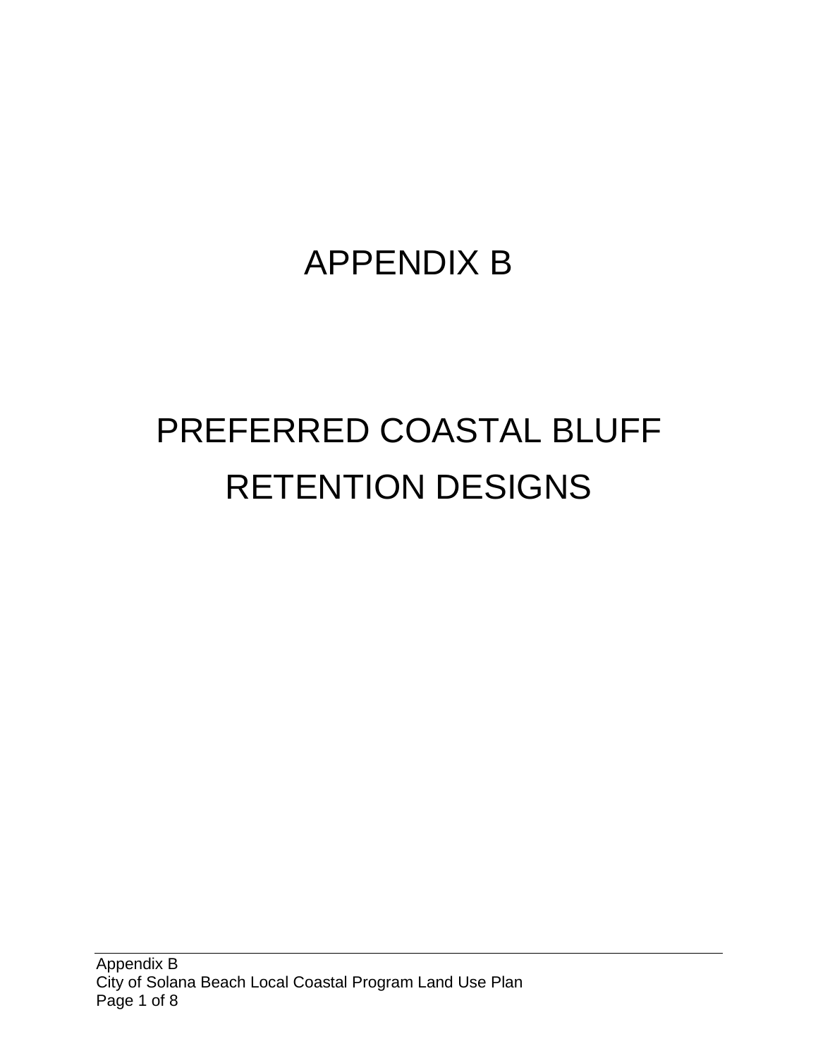# APPENDIX B

# PREFERRED COASTAL BLUFF RETENTION DESIGNS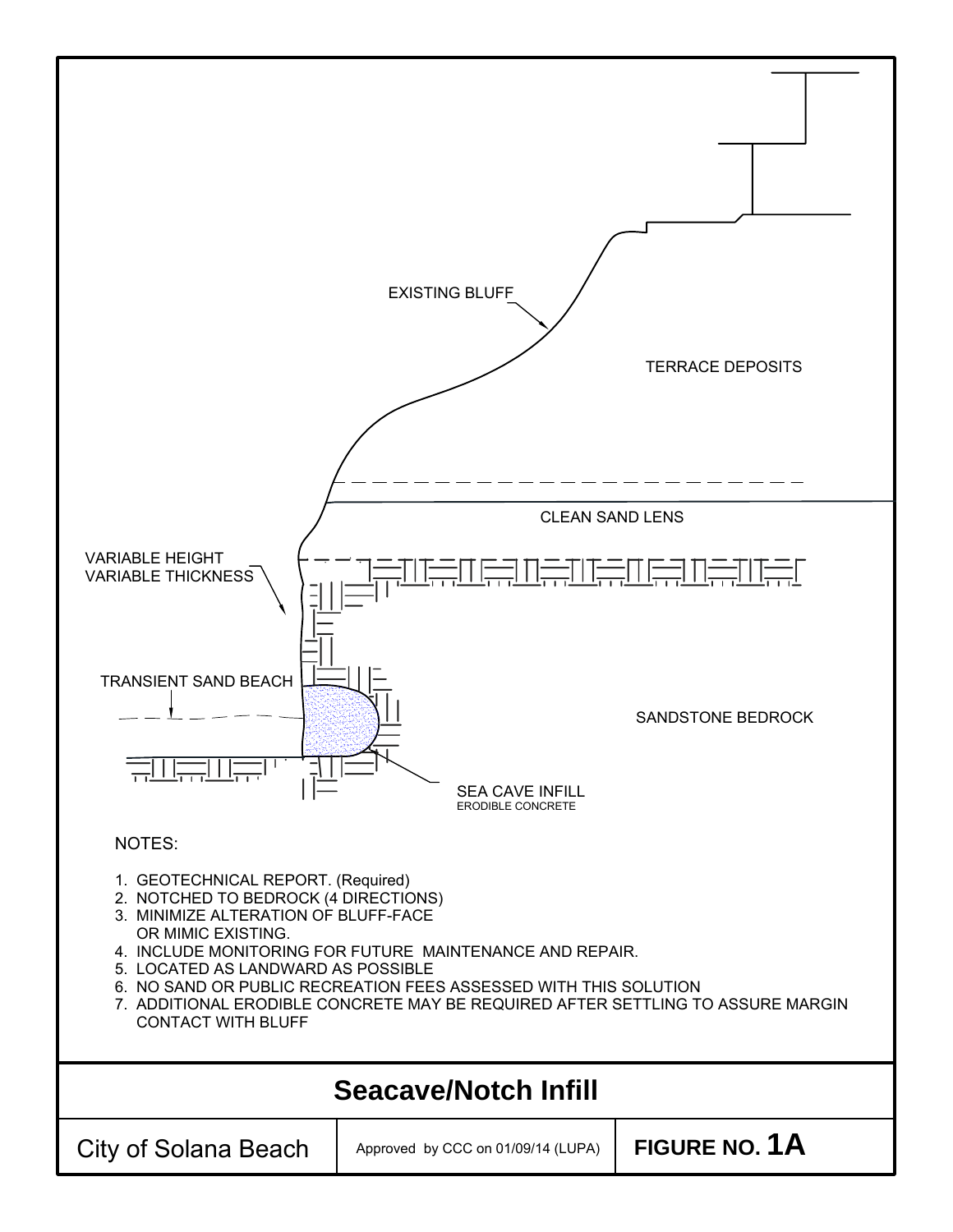EXISTING BLUFF

TERRACE DEPOSITS

CLEAN SAND LENS

VARIABLE HEIGHT
VARIABLE THICKNESS

TRANSIENT SAND BEACH

SANDSTONE BEDROCK

SEA CAVE INFILL
ERODIBLE CONCRETE

NOTES:

1. GEOTECHNICAL REPORT. (Required)
2. NOTCHED TO BEDROCK (4 DIRECTIONS)
3. MINIMIZE ALTERATION OF BLUFF-FACE OR MIMIC EXISTING.
4. INCLUDE MONITORING FOR FUTURE MAINTENANCE AND REPAIR.
5. LOCATED AS LANDWARD AS POSSIBLE
6. NO SAND OR PUBLIC RECREATION FEES ASSESSED WITH THIS SOLUTION
7. ADDITIONAL ERODIBLE CONCRETE MAY BE REQUIRED AFTER SETTLING TO ASSURE MARGIN CONTACT WITH BLUFF

# Seacave/Notch Infill

| City of Solana Beach | Approved by CCC on 01/09/14 (LUPA) | **FIGURE NO. 1A** |
| --- | --- | --- |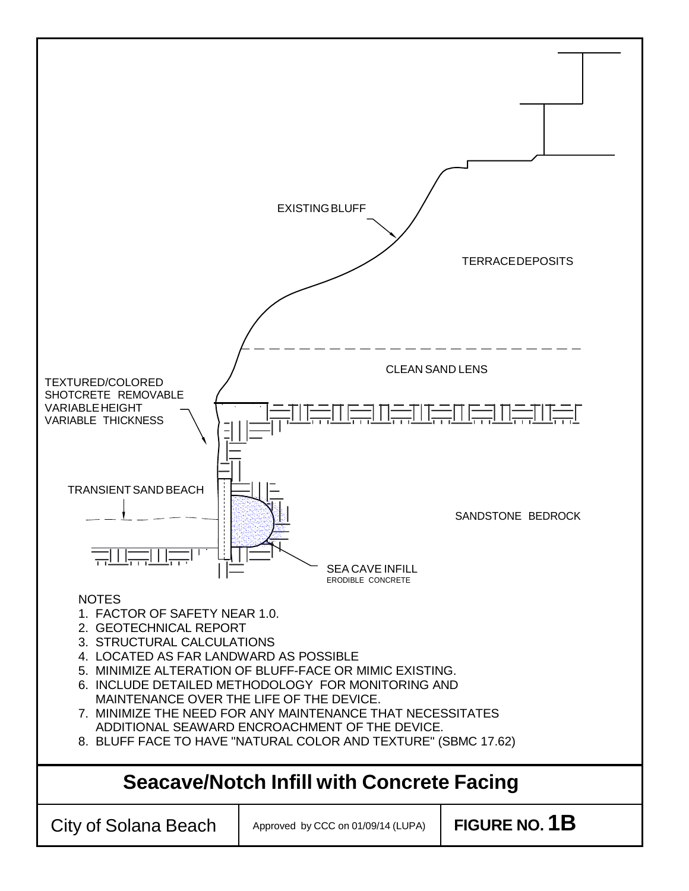EXISTING BLUFF

TERRACE DEPOSITS

CLEAN SAND LENS

TEXTURED/COLORED SHOTCRETE REMOVABLE VARIABLE HEIGHT VARIABLE THICKNESS

TRANSIENT SAND BEACH

SANDSTONE BEDROCK

SEA CAVE INFILL
ERODIBLE CONCRETE

NOTES

1. FACTOR OF SAFETY NEAR 1.0.
2. GEOTECHNICAL REPORT
3. STRUCTURAL CALCULATIONS
4. LOCATED AS FAR LANDWARD AS POSSIBLE
5. MINIMIZE ALTERATION OF BLUFF-FACE OR MIMIC EXISTING.
6. INCLUDE DETAILED METHODOLOGY FOR MONITORING AND MAINTENANCE OVER THE LIFE OF THE DEVICE.
7. MINIMIZE THE NEED FOR ANY MAINTENANCE THAT NECESSITATES ADDITIONAL SEAWARD ENCROACHMENT OF THE DEVICE.
8. BLUFF FACE TO HAVE "NATURAL COLOR AND TEXTURE" (SBMC 17.62)

## Seacave/Notch Infill with Concrete Facing

| City of Solana Beach | Approved by CCC on 01/09/14 (LUPA) | **FIGURE NO. 1B** |
|---|---|---|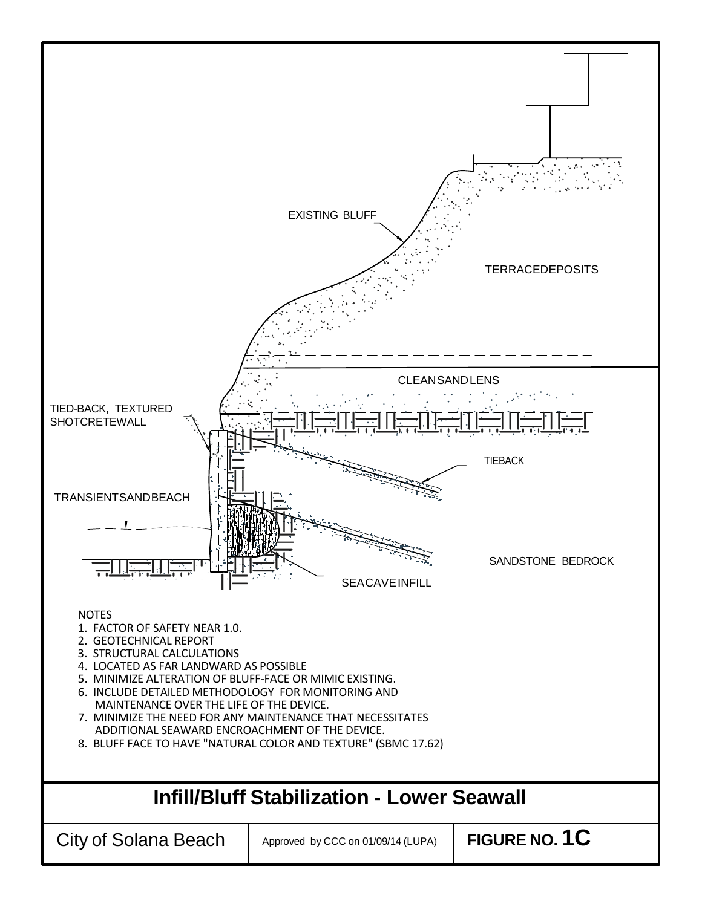EXISTING BLUFF

TERRACEDEPOSITS

CLEANSANDLENS

TIED-BACK, TEXTURED SHOTCRETEWALL

TIEBACK

TRANSIENTSANDBEACH

SANDSTONE BEDROCK

SEACAVEINFILL

NOTES

1. FACTOR OF SAFETY NEAR 1.0.
2. GEOTECHNICAL REPORT
3. STRUCTURAL CALCULATIONS
4. LOCATED AS FAR LANDWARD AS POSSIBLE
5. MINIMIZE ALTERATION OF BLUFF-FACE OR MIMIC EXISTING.
6. INCLUDE DETAILED METHODOLOGY FOR MONITORING AND MAINTENANCE OVER THE LIFE OF THE DEVICE.
7. MINIMIZE THE NEED FOR ANY MAINTENANCE THAT NECESSITATES ADDITIONAL SEAWARD ENCROACHMENT OF THE DEVICE.
8. BLUFF FACE TO HAVE "NATURAL COLOR AND TEXTURE" (SBMC 17.62)

# Infill/Bluff Stabilization - Lower Seawall

| City of Solana Beach | Approved by CCC on 01/09/14 (LUPA) | FIGURE NO. 1C |
|---|---|---|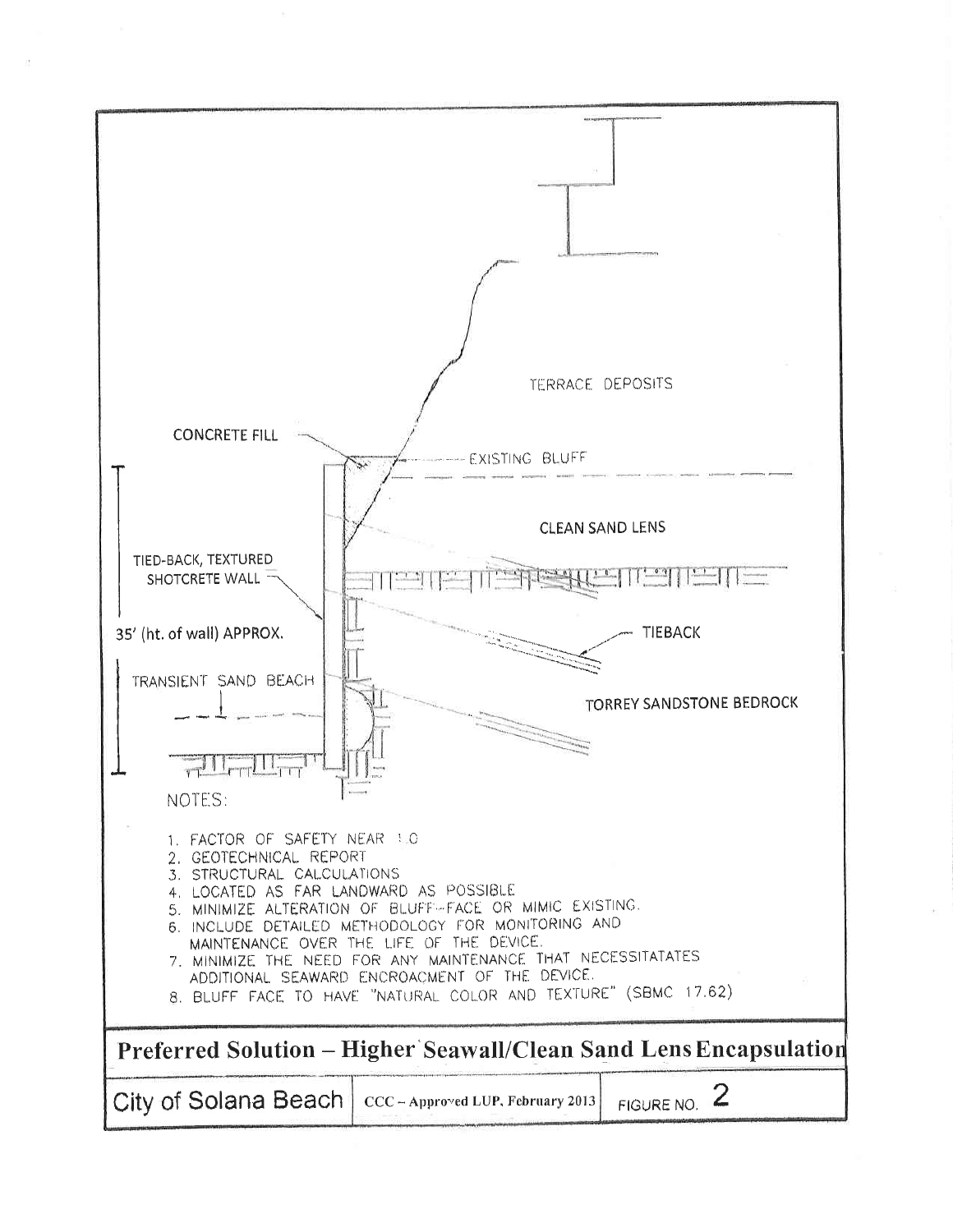TERRACE DEPOSITS

CONCRETE FILL

EXISTING BLUFF

CLEAN SAND LENS

TIED-BACK, TEXTURED SHOTCRETE WALL

35' (ht. of wall) APPROX.

TIEBACK

TRANSIENT SAND BEACH

TORREY SANDSTONE BEDROCK

NOTES:

1. FACTOR OF SAFETY NEAR 1.0
2. GEOTECHNICAL REPORT
3. STRUCTURAL CALCULATIONS
4. LOCATED AS FAR LANDWARD AS POSSIBLE
5. MINIMIZE ALTERATION OF BLUFF-FACE OR MIMIC EXISTING.
6. INCLUDE DETAILED METHODOLOGY FOR MONITORING AND MAINTENANCE OVER THE LIFE OF THE DEVICE.
7. MINIMIZE THE NEED FOR ANY MAINTENANCE THAT NECESSITATATES ADDITIONAL SEAWARD ENCROACMENT OF THE DEVICE.
8. BLUFF FACE TO HAVE "NATURAL COLOR AND TEXTURE" (SBMC 17.62)

**Preferred Solution – Higher Seawall/Clean Sand Lens Encapsulation**

| City of Solana Beach | CCC – Approved LUP, February 2013 | FIGURE NO. 2 |
|---|---|---|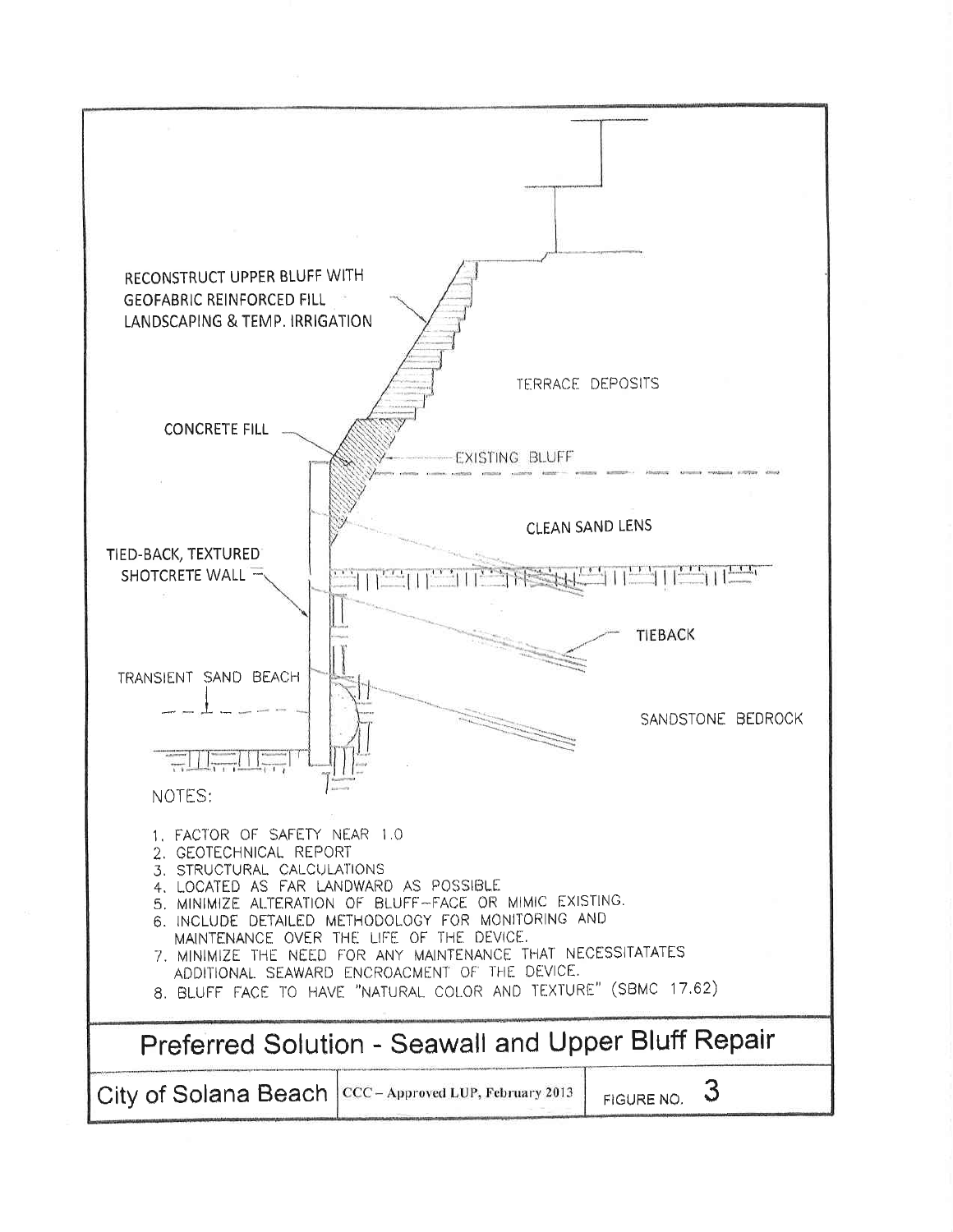RECONSTRUCT UPPER BLUFF WITH GEOFABRIC REINFORCED FILL LANDSCAPING & TEMP. IRRIGATION

TERRACE DEPOSITS

CONCRETE FILL

EXISTING BLUFF

CLEAN SAND LENS

TIED-BACK, TEXTURED SHOTCRETE WALL

TIEBACK

TRANSIENT SAND BEACH

SANDSTONE BEDROCK

NOTES:

1. FACTOR OF SAFETY NEAR 1.0
2. GEOTECHNICAL REPORT
3. STRUCTURAL CALCULATIONS
4. LOCATED AS FAR LANDWARD AS POSSIBLE
5. MINIMIZE ALTERATION OF BLUFF-FACE OR MIMIC EXISTING.
6. INCLUDE DETAILED METHODOLOGY FOR MONITORING AND MAINTENANCE OVER THE LIFE OF THE DEVICE.
7. MINIMIZE THE NEED FOR ANY MAINTENANCE THAT NECESSITATATES ADDITIONAL SEAWARD ENCROACMENT OF THE DEVICE.
8. BLUFF FACE TO HAVE "NATURAL COLOR AND TEXTURE" (SBMC 17.62)

## Preferred Solution - Seawall and Upper Bluff Repair

| City of Solana Beach | CCC – Approved LUP, February 2013 | FIGURE NO. 3 |
|---|---|---|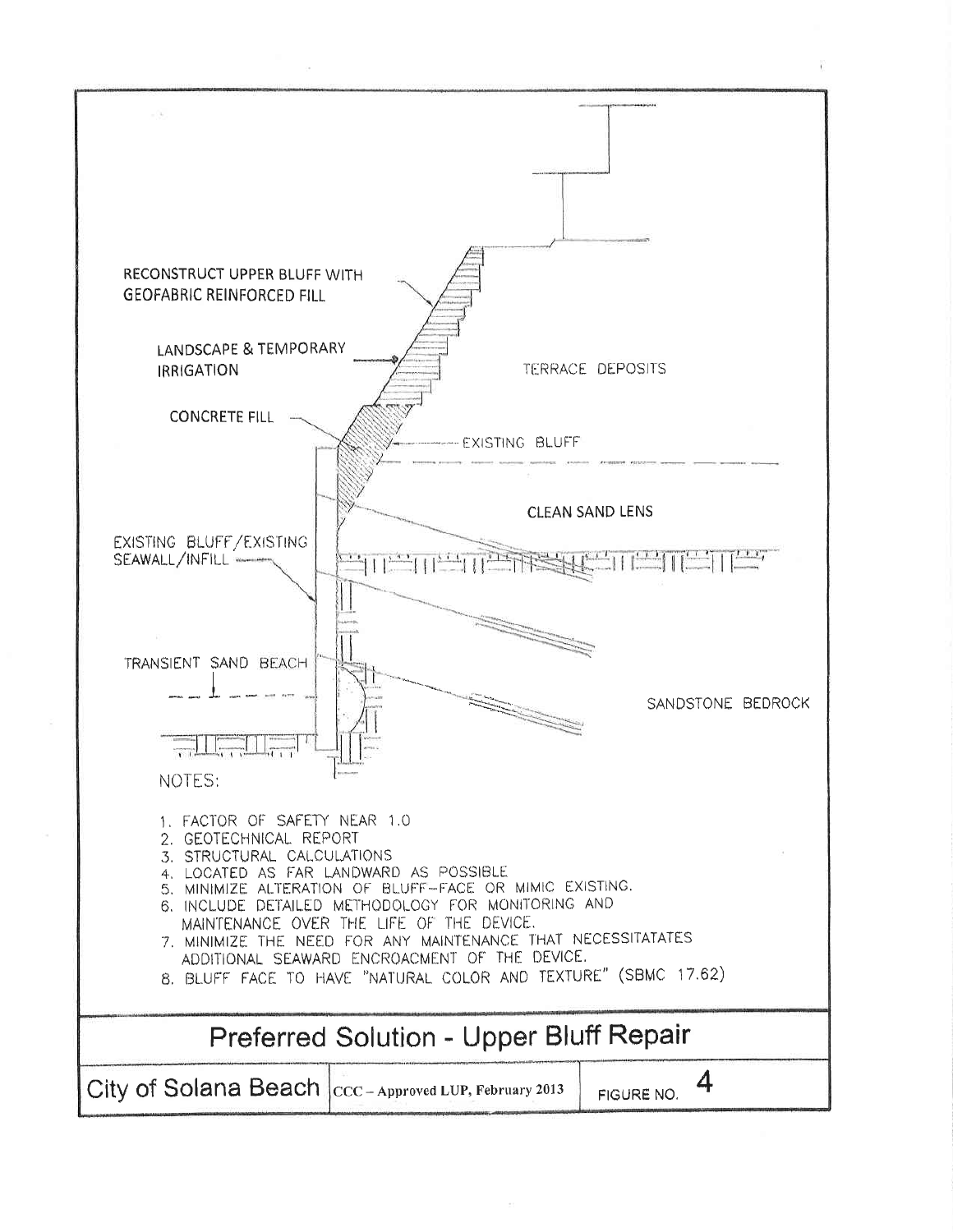RECONSTRUCT UPPER BLUFF WITH GEOFABRIC REINFORCED FILL

LANDSCAPE & TEMPORARY IRRIGATION

TERRACE DEPOSITS

CONCRETE FILL

EXISTING BLUFF

CLEAN SAND LENS

EXISTING BLUFF/EXISTING SEAWALL/INFILL

TRANSIENT SAND BEACH

SANDSTONE BEDROCK

NOTES:

1. FACTOR OF SAFETY NEAR 1.0
2. GEOTECHNICAL REPORT
3. STRUCTURAL CALCULATIONS
4. LOCATED AS FAR LANDWARD AS POSSIBLE
5. MINIMIZE ALTERATION OF BLUFF-FACE OR MIMIC EXISTING.
6. INCLUDE DETAILED METHODOLOGY FOR MONITORING AND MAINTENANCE OVER THE LIFE OF THE DEVICE.
7. MINIMIZE THE NEED FOR ANY MAINTENANCE THAT NECESSITATATES ADDITIONAL SEAWARD ENCROACMENT OF THE DEVICE.
8. BLUFF FACE TO HAVE "NATURAL COLOR AND TEXTURE" (SBMC 17.62)

## Preferred Solution - Upper Bluff Repair

| City of Solana Beach | CCC – Approved LUP, February 2013 | FIGURE NO. 4 |
|---|---|---|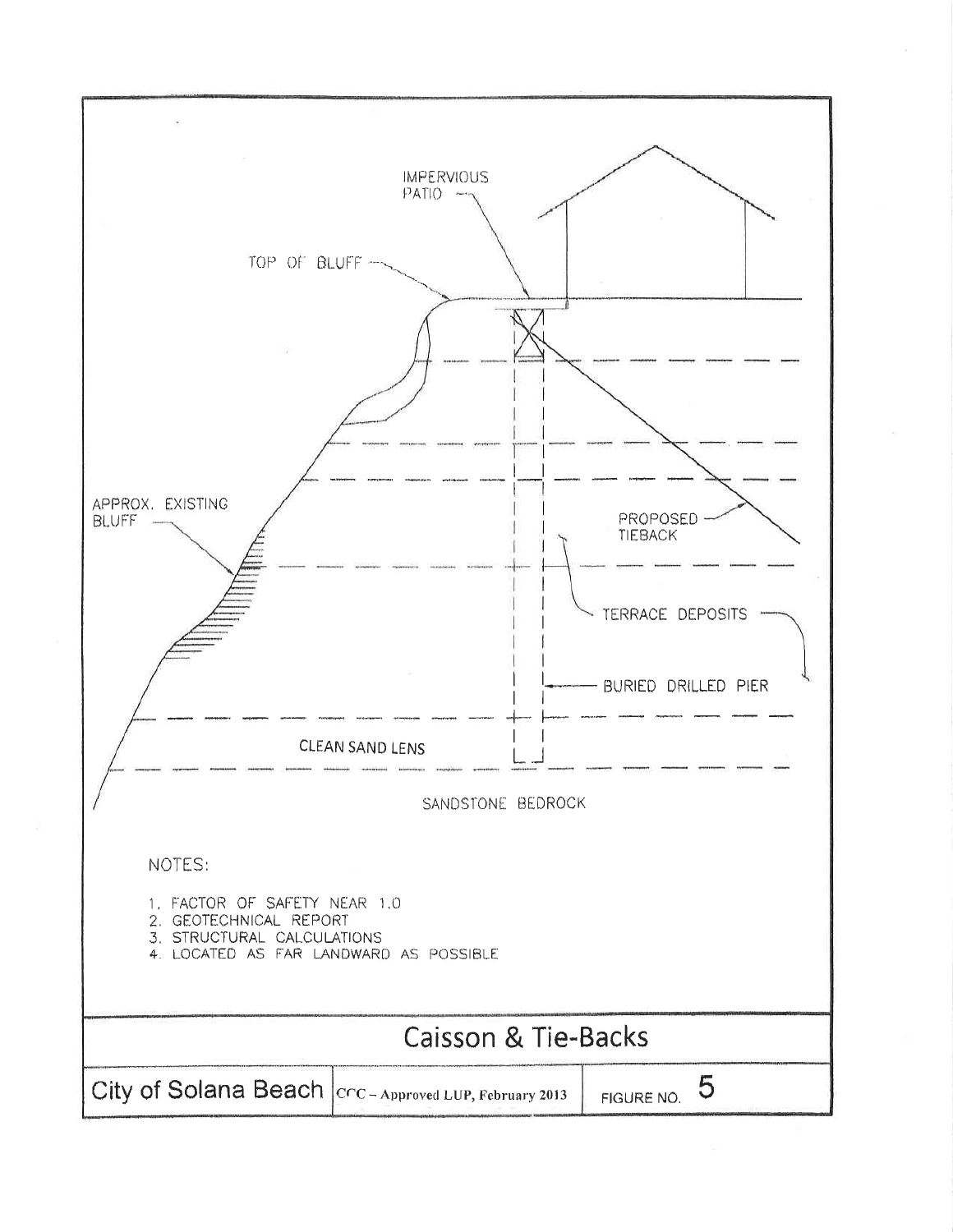IMPERVIOUS PATIO

TOP OF BLUFF

APPROX. EXISTING BLUFF

PROPOSED TIEBACK

TERRACE DEPOSITS

BURIED DRILLED PIER

CLEAN SAND LENS

SANDSTONE BEDROCK

NOTES:

1. FACTOR OF SAFETY NEAR 1.0
2. GEOTECHNICAL REPORT
3. STRUCTURAL CALCULATIONS
4. LOCATED AS FAR LANDWARD AS POSSIBLE

## Caisson & Tie-Backs

| | | |
|---|---|---|
| City of Solana Beach | CCC – Approved LUP, February 2013 | FIGURE NO. 5 |